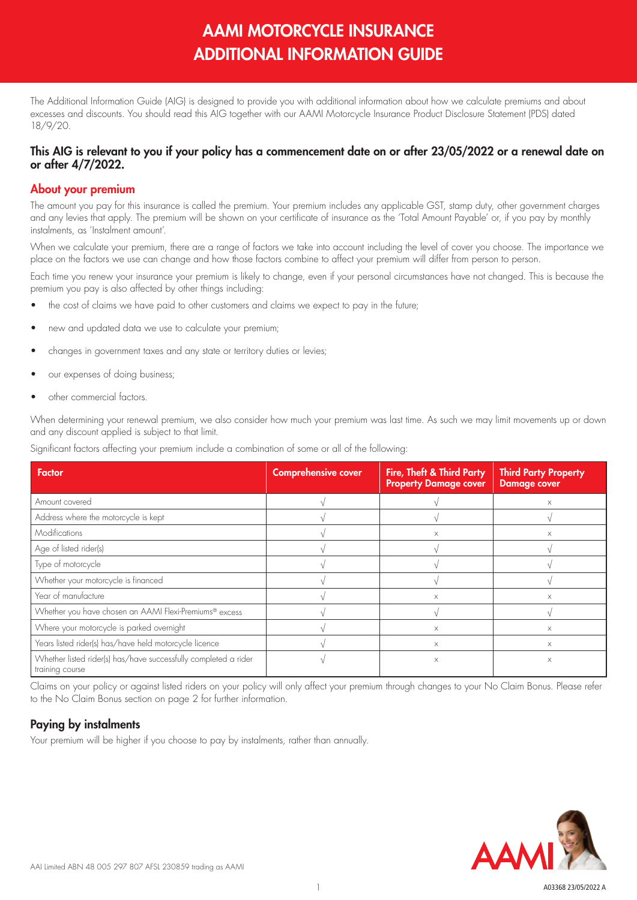# AAMI MOTORCYCLE INSURANCE ADDITIONAL INFORMATION GUIDE

The Additional Information Guide (AIG) is designed to provide you with additional information about how we calculate premiums and about excesses and discounts. You should read this AIG together with our AAMI Motorcycle Insurance Product Disclosure Statement (PDS) dated 18/9/20.

### This AIG is relevant to you if your policy has a commencement date on or after 23/05/2022 or a renewal date on or after 4/7/2022.

## About your premium

The amount you pay for this insurance is called the premium. Your premium includes any applicable GST, stamp duty, other government charges and any levies that apply. The premium will be shown on your certificate of insurance as the 'Total Amount Payable' or, if you pay by monthly instalments, as 'Instalment amount'.

When we calculate your premium, there are a range of factors we take into account including the level of cover you choose. The importance we place on the factors we use can change and how those factors combine to affect your premium will differ from person to person.

Each time you renew your insurance your premium is likely to change, even if your personal circumstances have not changed. This is because the premium you pay is also affected by other things including:

- the cost of claims we have paid to other customers and claims we expect to pay in the future;
- new and updated data we use to calculate your premium;
- changes in government taxes and any state or territory duties or levies;
- our expenses of doing business;
- other commercial factors.

When determining your renewal premium, we also consider how much your premium was last time. As such we may limit movements up or down and any discount applied is subject to that limit.

Significant factors affecting your premium include a combination of some or all of the following:

| Factor | Comprehensive cover | Fire, Theft & Third Party Property Damage cover | Third Party Property Damage cover |
|---|---|---|---|
| Amount covered | √ | √ | × |
| Address where the motorcycle is kept | √ | √ | √ |
| Modifications | √ | × | × |
| Age of listed rider(s) | √ | √ | √ |
| Type of motorcycle | √ | √ | √ |
| Whether your motorcycle is financed | √ | √ | √ |
| Year of manufacture | √ | × | × |
| Whether you have chosen an AAMI Flexi-Premiums® excess | √ | √ | √ |
| Where your motorcycle is parked overnight | √ | × | × |
| Years listed rider(s) has/have held motorcycle licence | √ | × | × |
| Whether listed rider(s) has/have successfully completed a rider training course | √ | × | × |

Claims on your policy or against listed riders on your policy will only affect your premium through changes to your No Claim Bonus. Please refer to the No Claim Bonus section on page 2 for further information.

## Paying by instalments

Your premium will be higher if you choose to pay by instalments, rather than annually.

AAI Limited ABN 48 005 297 807 AFSL 230859 trading as AAMI

A03368 23/05/2022 A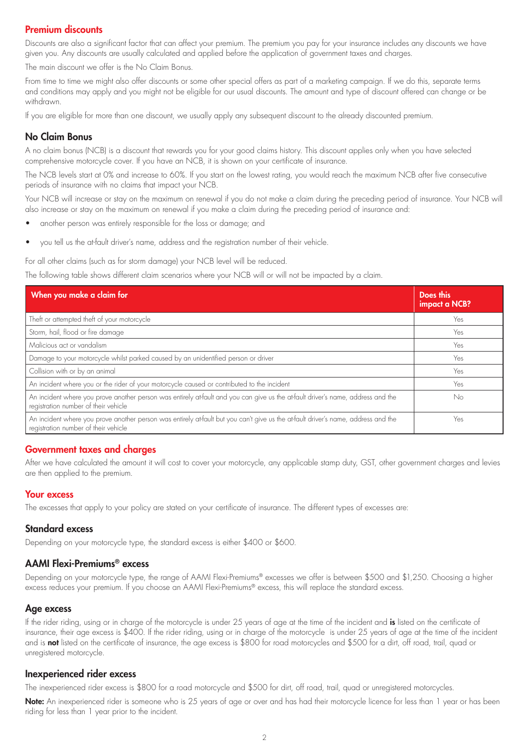## Premium discounts

Discounts are also a significant factor that can affect your premium. The premium you pay for your insurance includes any discounts we have given you. Any discounts are usually calculated and applied before the application of government taxes and charges.

The main discount we offer is the No Claim Bonus.

From time to time we might also offer discounts or some other special offers as part of a marketing campaign. If we do this, separate terms and conditions may apply and you might not be eligible for our usual discounts. The amount and type of discount offered can change or be withdrawn.

If you are eligible for more than one discount, we usually apply any subsequent discount to the already discounted premium.

### No Claim Bonus

A no claim bonus (NCB) is a discount that rewards you for your good claims history. This discount applies only when you have selected comprehensive motorcycle cover. If you have an NCB, it is shown on your certificate of insurance.

The NCB levels start at 0% and increase to 60%. If you start on the lowest rating, you would reach the maximum NCB after five consecutive periods of insurance with no claims that impact your NCB.

Your NCB will increase or stay on the maximum on renewal if you do not make a claim during the preceding period of insurance. Your NCB will also increase or stay on the maximum on renewal if you make a claim during the preceding period of insurance and:

- another person was entirely responsible for the loss or damage; and
- you tell us the at-fault driver's name, address and the registration number of their vehicle.

For all other claims (such as for storm damage) your NCB level will be reduced.

The following table shows different claim scenarios where your NCB will or will not be impacted by a claim.

| When you make a claim for | Does this impact a NCB? |
|---|---|
| Theft or attempted theft of your motorcycle | Yes |
| Storm, hail, flood or fire damage | Yes |
| Malicious act or vandalism | Yes |
| Damage to your motorcycle whilst parked caused by an unidentified person or driver | Yes |
| Collision with or by an animal | Yes |
| An incident where you or the rider of your motorcycle caused or contributed to the incident | Yes |
| An incident where you prove another person was entirely at-fault and you can give us the at-fault driver's name, address and the registration number of their vehicle | No |
| An incident where you prove another person was entirely at-fault but you can't give us the at-fault driver's name, address and the registration number of their vehicle | Yes |

## Government taxes and charges

After we have calculated the amount it will cost to cover your motorcycle, any applicable stamp duty, GST, other government charges and levies are then applied to the premium.

## Your excess

The excesses that apply to your policy are stated on your certificate of insurance. The different types of excesses are:

### Standard excess

Depending on your motorcycle type, the standard excess is either $400 or $600.

### AAMI Flexi-Premiums® excess

Depending on your motorcycle type, the range of AAMI Flexi-Premiums® excesses we offer is between $500 and $1,250. Choosing a higher excess reduces your premium. If you choose an AAMI Flexi-Premiums® excess, this will replace the standard excess.

### Age excess

If the rider riding, using or in charge of the motorcycle is under 25 years of age at the time of the incident and **is** listed on the certificate of insurance, their age excess is $400. If the rider riding, using or in charge of the motorcycle is under 25 years of age at the time of the incident and is **not** listed on the certificate of insurance, the age excess is $800 for road motorcycles and $500 for a dirt, off road, trail, quad or unregistered motorcycle.

### Inexperienced rider excess

The inexperienced rider excess is $800 for a road motorcycle and $500 for dirt, off road, trail, quad or unregistered motorcycles.

**Note:** An inexperienced rider is someone who is 25 years of age or over and has had their motorcycle licence for less than 1 year or has been riding for less than 1 year prior to the incident.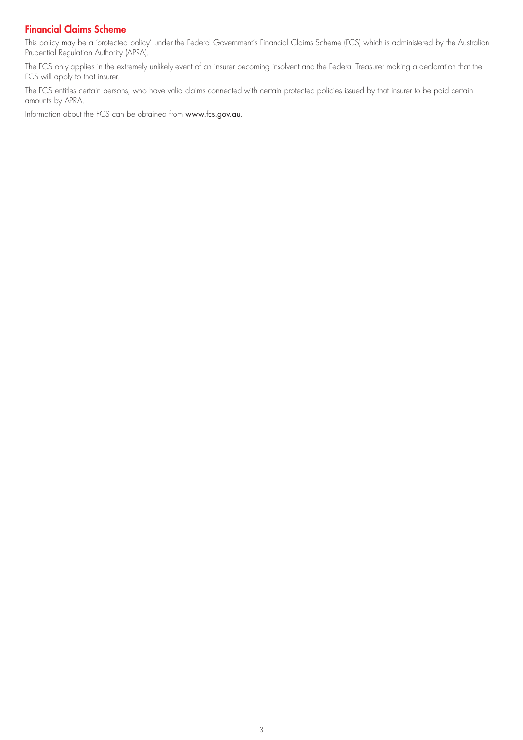## Financial Claims Scheme

This policy may be a 'protected policy' under the Federal Government's Financial Claims Scheme (FCS) which is administered by the Australian Prudential Regulation Authority (APRA).

The FCS only applies in the extremely unlikely event of an insurer becoming insolvent and the Federal Treasurer making a declaration that the FCS will apply to that insurer.

The FCS entitles certain persons, who have valid claims connected with certain protected policies issued by that insurer to be paid certain amounts by APRA.

Information about the FCS can be obtained from **www.fcs.gov.au**.